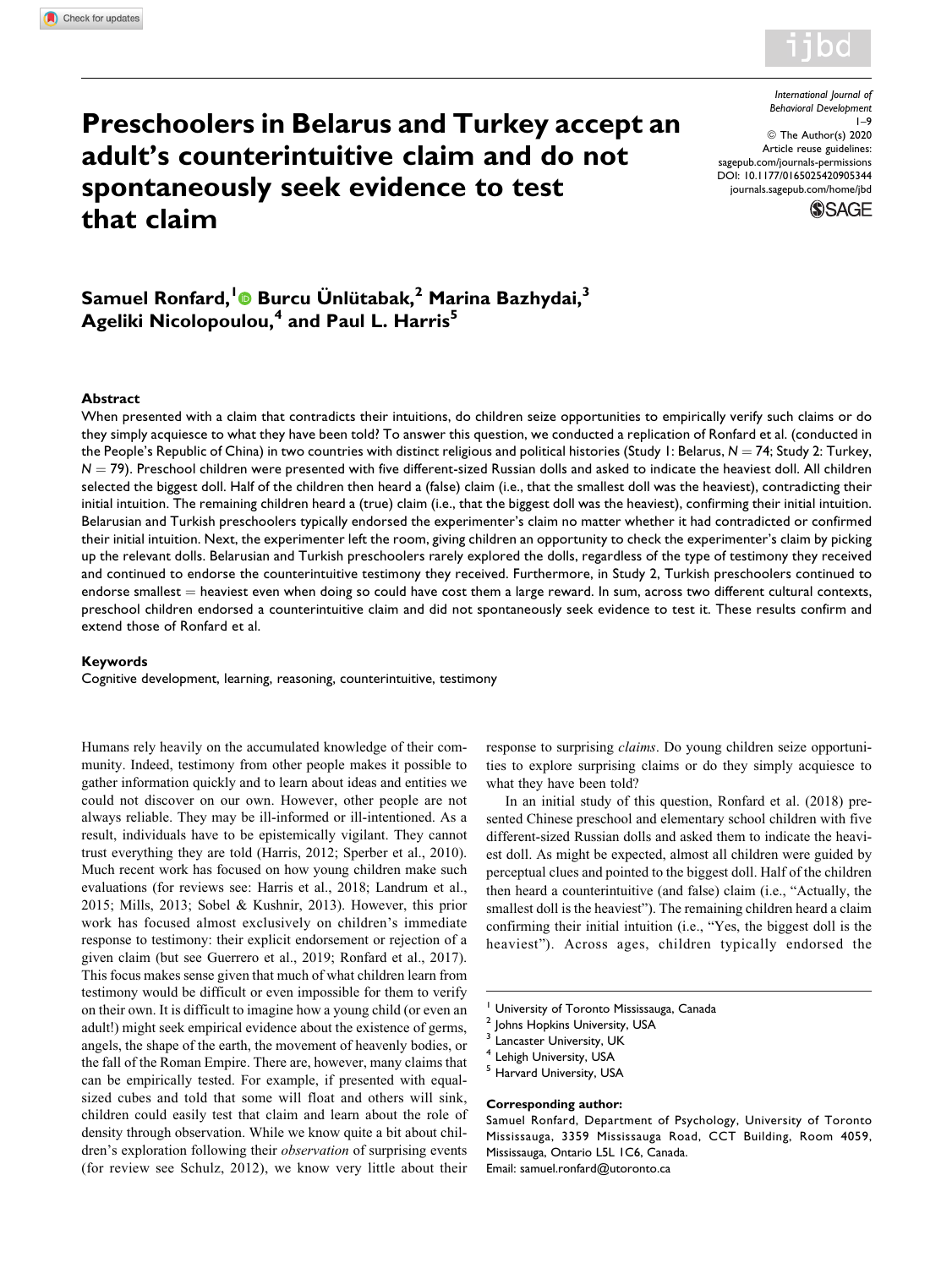# Preschoolers in Belarus and Turkey accept an adult's counterintuitive claim and do not spontaneously seek evidence to test that claim

International Journal of Behavioral Development
1–9
© The Author(s) 2020
Article reuse guidelines: sagepub.com/journals-permissions
DOI: 10.1177/0165025420905344
journals.sagepub.com/home/jbd

**Samuel Ronfard,[1] Burcu Ünlütabak,[2] Marina Bazhydai,[3] Ageliki Nicolopoulou,[4] and Paul L. Harris[5]**

## Abstract

When presented with a claim that contradicts their intuitions, do children seize opportunities to empirically verify such claims or do they simply acquiesce to what they have been told? To answer this question, we conducted a replication of Ronfard et al. (conducted in the People's Republic of China) in two countries with distinct religious and political histories (Study 1: Belarus, $N = 74$; Study 2: Turkey, $N = 79$). Preschool children were presented with five different-sized Russian dolls and asked to indicate the heaviest doll. All children selected the biggest doll. Half of the children then heard a (false) claim (i.e., that the smallest doll was the heaviest), contradicting their initial intuition. The remaining children heard a (true) claim (i.e., that the biggest doll was the heaviest), confirming their initial intuition. Belarusian and Turkish preschoolers typically endorsed the experimenter's claim no matter whether it had contradicted or confirmed their initial intuition. Next, the experimenter left the room, giving children an opportunity to check the experimenter's claim by picking up the relevant dolls. Belarusian and Turkish preschoolers rarely explored the dolls, regardless of the type of testimony they received and continued to endorse the counterintuitive testimony they received. Furthermore, in Study 2, Turkish preschoolers continued to endorse smallest = heaviest even when doing so could have cost them a large reward. In sum, across two different cultural contexts, preschool children endorsed a counterintuitive claim and did not spontaneously seek evidence to test it. These results confirm and extend those of Ronfard et al.

### Keywords

Cognitive development, learning, reasoning, counterintuitive, testimony

Humans rely heavily on the accumulated knowledge of their community. Indeed, testimony from other people makes it possible to gather information quickly and to learn about ideas and entities we could not discover on our own. However, other people are not always reliable. They may be ill-informed or ill-intentioned. As a result, individuals have to be epistemically vigilant. They cannot trust everything they are told (Harris, 2012; Sperber et al., 2010). Much recent work has focused on how young children make such evaluations (for reviews see: Harris et al., 2018; Landrum et al., 2015; Mills, 2013; Sobel & Kushnir, 2013). However, this prior work has focused almost exclusively on children's immediate response to testimony: their explicit endorsement or rejection of a given claim (but see Guerrero et al., 2019; Ronfard et al., 2017). This focus makes sense given that much of what children learn from testimony would be difficult or even impossible for them to verify on their own. It is difficult to imagine how a young child (or even an adult!) might seek empirical evidence about the existence of germs, angels, the shape of the earth, the movement of heavenly bodies, or the fall of the Roman Empire. There are, however, many claims that can be empirically tested. For example, if presented with equal-sized cubes and told that some will float and others will sink, children could easily test that claim and learn about the role of density through observation. While we know quite a bit about children's exploration following their *observation* of surprising events (for review see Schulz, 2012), we know very little about their response to surprising *claims*. Do young children seize opportunities to explore surprising claims or do they simply acquiesce to what they have been told?

In an initial study of this question, Ronfard et al. (2018) presented Chinese preschool and elementary school children with five different-sized Russian dolls and asked them to indicate the heaviest doll. As might be expected, almost all children were guided by perceptual clues and pointed to the biggest doll. Half of the children then heard a counterintuitive (and false) claim (i.e., "Actually, the smallest doll is the heaviest"). The remaining children heard a claim confirming their initial intuition (i.e., "Yes, the biggest doll is the heaviest"). Across ages, children typically endorsed the

[1] University of Toronto Mississauga, Canada
[2] Johns Hopkins University, USA
[3] Lancaster University, UK
[4] Lehigh University, USA
[5] Harvard University, USA

**Corresponding author:**
Samuel Ronfard, Department of Psychology, University of Toronto Mississauga, 3359 Mississauga Road, CCT Building, Room 4059, Mississauga, Ontario L5L 1C6, Canada.
Email: samuel.ronfard@utoronto.ca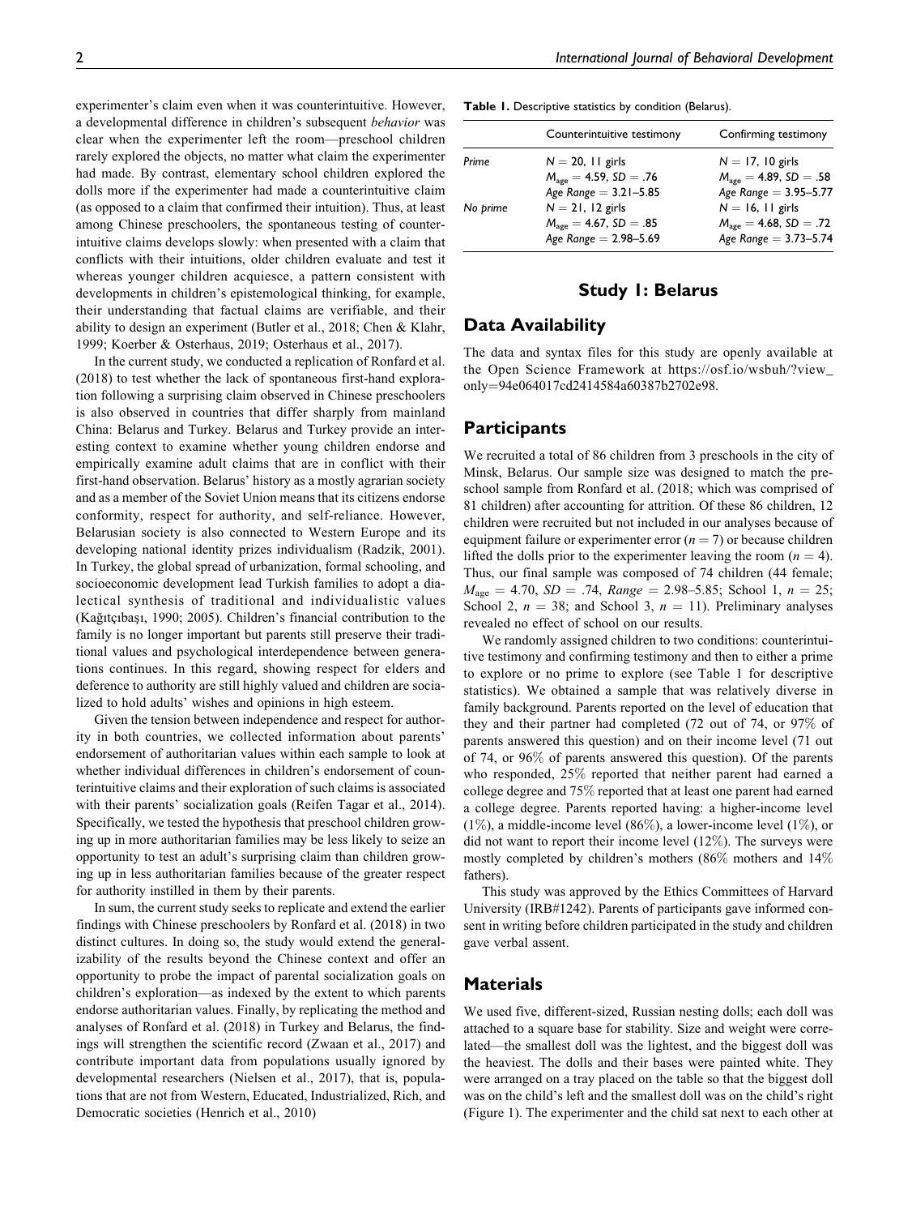experimenter's claim even when it was counterintuitive. However, a developmental difference in children's subsequent *behavior* was clear when the experimenter left the room—preschool children rarely explored the objects, no matter what claim the experimenter had made. By contrast, elementary school children explored the dolls more if the experimenter had made a counterintuitive claim (as opposed to a claim that confirmed their intuition). Thus, at least among Chinese preschoolers, the spontaneous testing of counterintuitive claims develops slowly: when presented with a claim that conflicts with their intuitions, older children evaluate and test it whereas younger children acquiesce, a pattern consistent with developments in children's epistemological thinking, for example, their understanding that factual claims are verifiable, and their ability to design an experiment (Butler et al., 2018; Chen & Klahr, 1999; Koerber & Osterhaus, 2019; Osterhaus et al., 2017).

In the current study, we conducted a replication of Ronfard et al. (2018) to test whether the lack of spontaneous first-hand exploration following a surprising claim observed in Chinese preschoolers is also observed in countries that differ sharply from mainland China: Belarus and Turkey. Belarus and Turkey provide an interesting context to examine whether young children endorse and empirically examine adult claims that are in conflict with their first-hand observation. Belarus' history as a mostly agrarian society and as a member of the Soviet Union means that its citizens endorse conformity, respect for authority, and self-reliance. However, Belarusian society is also connected to Western Europe and its developing national identity prizes individualism (Radzik, 2001). In Turkey, the global spread of urbanization, formal schooling, and socioeconomic development lead Turkish families to adopt a dialectical synthesis of traditional and individualistic values (Kağıtçıbaşı, 1990; 2005). Children's financial contribution to the family is no longer important but parents still preserve their traditional values and psychological interdependence between generations continues. In this regard, showing respect for elders and deference to authority are still highly valued and children are socialized to hold adults' wishes and opinions in high esteem.

Given the tension between independence and respect for authority in both countries, we collected information about parents' endorsement of authoritarian values within each sample to look at whether individual differences in children's endorsement of counterintuitive claims and their exploration of such claims is associated with their parents' socialization goals (Reifen Tagar et al., 2014). Specifically, we tested the hypothesis that preschool children growing up in more authoritarian families may be less likely to seize an opportunity to test an adult's surprising claim than children growing up in less authoritarian families because of the greater respect for authority instilled in them by their parents.

In sum, the current study seeks to replicate and extend the earlier findings with Chinese preschoolers by Ronfard et al. (2018) in two distinct cultures. In doing so, the study would extend the generalizability of the results beyond the Chinese context and offer an opportunity to probe the impact of parental socialization goals on children's exploration—as indexed by the extent to which parents endorse authoritarian values. Finally, by replicating the method and analyses of Ronfard et al. (2018) in Turkey and Belarus, the findings will strengthen the scientific record (Zwaan et al., 2017) and contribute important data from populations usually ignored by developmental researchers (Nielsen et al., 2017), that is, populations that are not from Western, Educated, Industrialized, Rich, and Democratic societies (Henrich et al., 2010)

**Table 1.** Descriptive statistics by condition (Belarus).

| | Counterintuitive testimony | Confirming testimony |
|---|---|---|
| *Prime* | $N = 20$, 11 girls<br>$M_{age} = 4.59$, $SD = .76$<br>*Age Range* = 3.21–5.85 | $N = 17$, 10 girls<br>$M_{age} = 4.89$, $SD = .58$<br>*Age Range* = 3.95–5.77 |
| *No prime* | $N = 21$, 12 girls<br>$M_{age} = 4.67$, $SD = .85$<br>*Age Range* = 2.98–5.69 | $N = 16$, 11 girls<br>$M_{age} = 4.68$, $SD = .72$<br>*Age Range* = 3.73–5.74 |

## Study 1: Belarus

## Data Availability

The data and syntax files for this study are openly available at the Open Science Framework at https://osf.io/wsbuh/?view_only=94e064017cd2414584a60387b2702e98.

## Participants

We recruited a total of 86 children from 3 preschools in the city of Minsk, Belarus. Our sample size was designed to match the preschool sample from Ronfard et al. (2018; which was comprised of 81 children) after accounting for attrition. Of these 86 children, 12 children were recruited but not included in our analyses because of equipment failure or experimenter error ($n = 7$) or because children lifted the dolls prior to the experimenter leaving the room ($n = 4$). Thus, our final sample was composed of 74 children (44 female; $M_{age} = 4.70$, $SD = .74$, *Range* = 2.98–5.85; School 1, $n = 25$; School 2, $n = 38$; and School 3, $n = 11$). Preliminary analyses revealed no effect of school on our results.

We randomly assigned children to two conditions: counterintuitive testimony and confirming testimony and then to either a prime to explore or no prime to explore (see Table 1 for descriptive statistics). We obtained a sample that was relatively diverse in family background. Parents reported on the level of education that they and their partner had completed (72 out of 74, or 97% of parents answered this question) and on their income level (71 out of 74, or 96% of parents answered this question). Of the parents who responded, 25% reported that neither parent had earned a college degree and 75% reported that at least one parent had earned a college degree. Parents reported having: a higher-income level (1%), a middle-income level (86%), a lower-income level (1%), or did not want to report their income level (12%). The surveys were mostly completed by children's mothers (86% mothers and 14% fathers).

This study was approved by the Ethics Committees of Harvard University (IRB#1242). Parents of participants gave informed consent in writing before children participated in the study and children gave verbal assent.

## Materials

We used five, different-sized, Russian nesting dolls; each doll was attached to a square base for stability. Size and weight were correlated—the smallest doll was the lightest, and the biggest doll was the heaviest. The dolls and their bases were painted white. They were arranged on a tray placed on the table so that the biggest doll was on the child's left and the smallest doll was on the child's right (Figure 1). The experimenter and the child sat next to each other at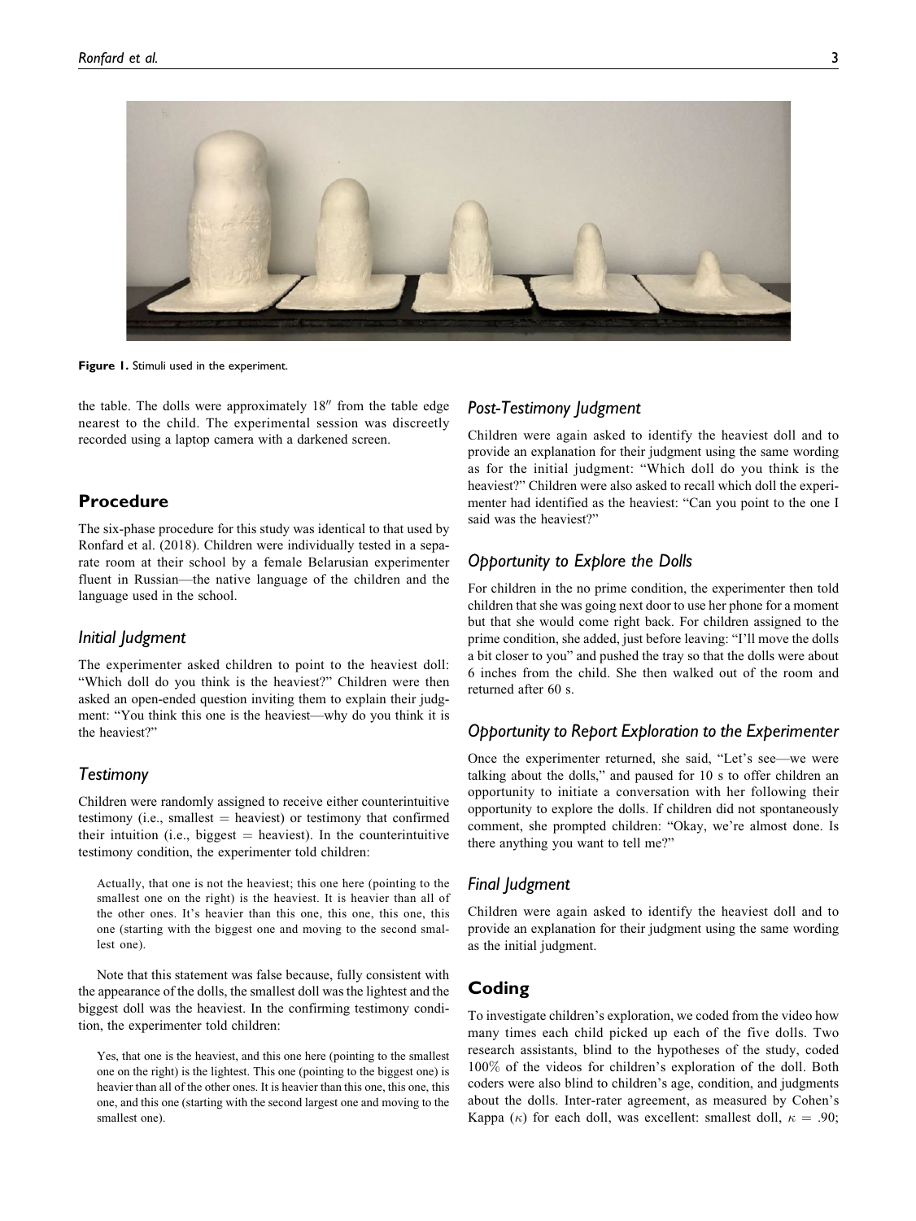Figure 1. Stimuli used in the experiment.

the table. The dolls were approximately 18″ from the table edge nearest to the child. The experimental session was discreetly recorded using a laptop camera with a darkened screen.

## Procedure

The six-phase procedure for this study was identical to that used by Ronfard et al. (2018). Children were individually tested in a separate room at their school by a female Belarusian experimenter fluent in Russian—the native language of the children and the language used in the school.

### Initial Judgment

The experimenter asked children to point to the heaviest doll: "Which doll do you think is the heaviest?" Children were then asked an open-ended question inviting them to explain their judgment: "You think this one is the heaviest—why do you think it is the heaviest?"

### Testimony

Children were randomly assigned to receive either counterintuitive testimony (i.e., smallest = heaviest) or testimony that confirmed their intuition (i.e., biggest = heaviest). In the counterintuitive testimony condition, the experimenter told children:

> Actually, that one is not the heaviest; this one here (pointing to the smallest one on the right) is the heaviest. It is heavier than all of the other ones. It's heavier than this one, this one, this one, this one (starting with the biggest one and moving to the second smallest one).

Note that this statement was false because, fully consistent with the appearance of the dolls, the smallest doll was the lightest and the biggest doll was the heaviest. In the confirming testimony condition, the experimenter told children:

> Yes, that one is the heaviest, and this one here (pointing to the smallest one on the right) is the lightest. This one (pointing to the biggest one) is heavier than all of the other ones. It is heavier than this one, this one, this one, and this one (starting with the second largest one and moving to the smallest one).

### Post-Testimony Judgment

Children were again asked to identify the heaviest doll and to provide an explanation for their judgment using the same wording as for the initial judgment: "Which doll do you think is the heaviest?" Children were also asked to recall which doll the experimenter had identified as the heaviest: "Can you point to the one I said was the heaviest?"

### Opportunity to Explore the Dolls

For children in the no prime condition, the experimenter then told children that she was going next door to use her phone for a moment but that she would come right back. For children assigned to the prime condition, she added, just before leaving: "I'll move the dolls a bit closer to you" and pushed the tray so that the dolls were about 6 inches from the child. She then walked out of the room and returned after 60 s.

### Opportunity to Report Exploration to the Experimenter

Once the experimenter returned, she said, "Let's see—we were talking about the dolls," and paused for 10 s to offer children an opportunity to initiate a conversation with her following their opportunity to explore the dolls. If children did not spontaneously comment, she prompted children: "Okay, we're almost done. Is there anything you want to tell me?"

### Final Judgment

Children were again asked to identify the heaviest doll and to provide an explanation for their judgment using the same wording as the initial judgment.

## Coding

To investigate children's exploration, we coded from the video how many times each child picked up each of the five dolls. Two research assistants, blind to the hypotheses of the study, coded 100% of the videos for children's exploration of the doll. Both coders were also blind to children's age, condition, and judgments about the dolls. Inter-rater agreement, as measured by Cohen's Kappa ($\kappa$) for each doll, was excellent: smallest doll, $\kappa = .90$;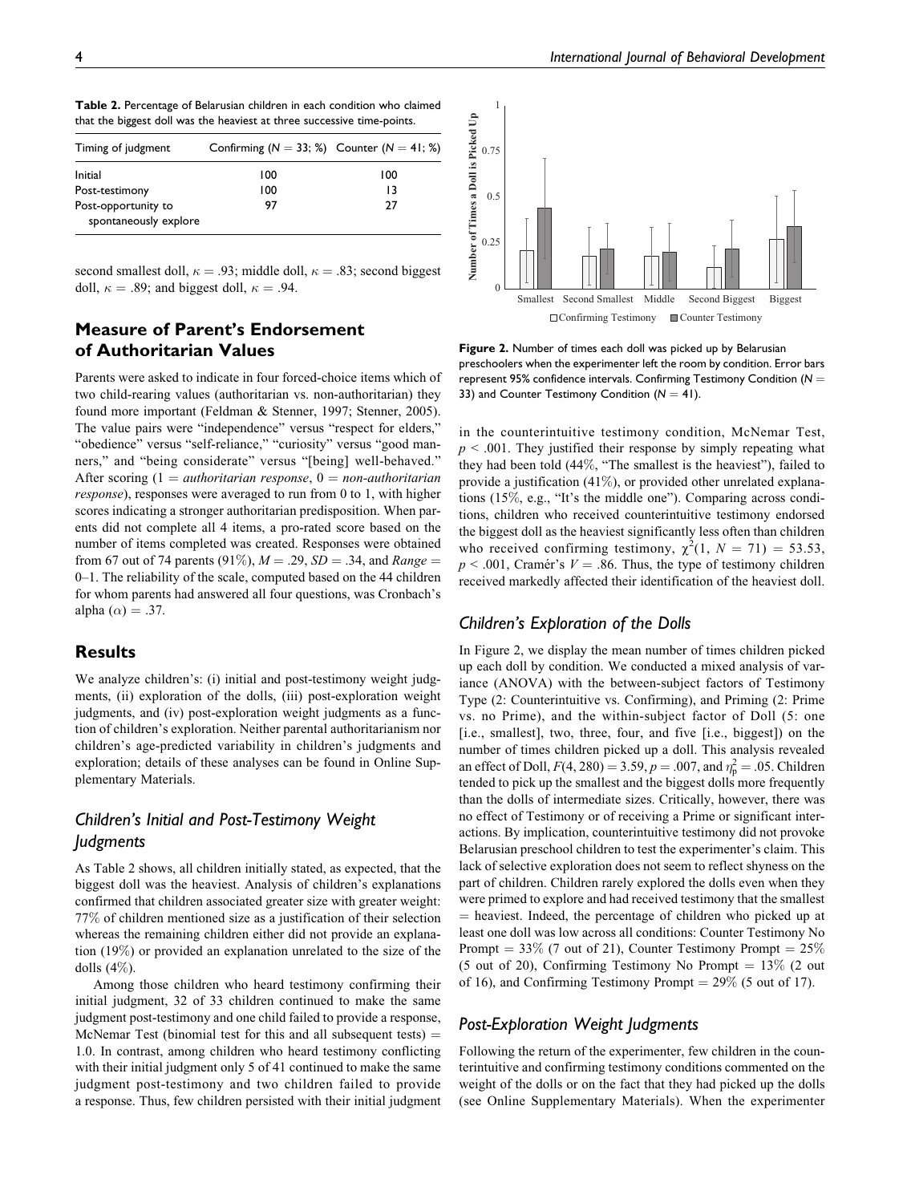**Table 2.** Percentage of Belarusian children in each condition who claimed that the biggest doll was the heaviest at three successive time-points.

| Timing of judgment | Confirming ($N = 33$; %) | Counter ($N = 41$; %) |
|---|---|---|
| Initial | 100 | 100 |
| Post-testimony | 100 | 13 |
| Post-opportunity to spontaneously explore | 97 | 27 |

second smallest doll, $\kappa = .93$; middle doll, $\kappa = .83$; second biggest doll, $\kappa = .89$; and biggest doll, $\kappa = .94$.

## Measure of Parent's Endorsement of Authoritarian Values

Parents were asked to indicate in four forced-choice items which of two child-rearing values (authoritarian vs. non-authoritarian) they found more important (Feldman & Stenner, 1997; Stenner, 2005). The value pairs were "independence" versus "respect for elders," "obedience" versus "self-reliance," "curiosity" versus "good manners," and "being considerate" versus "[being] well-behaved." After scoring (1 = *authoritarian response*, 0 = *non-authoritarian response*), responses were averaged to run from 0 to 1, with higher scores indicating a stronger authoritarian predisposition. When parents did not complete all 4 items, a pro-rated score based on the number of items completed was created. Responses were obtained from 67 out of 74 parents (91%), $M = .29$, $SD = .34$, and *Range* = 0–1. The reliability of the scale, computed based on the 44 children for whom parents had answered all four questions, was Cronbach's alpha ($\alpha$) = .37.

## Results

We analyze children's: (i) initial and post-testimony weight judgments, (ii) exploration of the dolls, (iii) post-exploration weight judgments, and (iv) post-exploration weight judgments as a function of children's exploration. Neither parental authoritarianism nor children's age-predicted variability in children's judgments and exploration; details of these analyses can be found in Online Supplementary Materials.

### Children's Initial and Post-Testimony Weight Judgments

As Table 2 shows, all children initially stated, as expected, that the biggest doll was the heaviest. Analysis of children's explanations confirmed that children associated greater size with greater weight: 77% of children mentioned size as a justification of their selection whereas the remaining children either did not provide an explanation (19%) or provided an explanation unrelated to the size of the dolls (4%).

Among those children who heard testimony confirming their initial judgment, 32 of 33 children continued to make the same judgment post-testimony and one child failed to provide a response, McNemar Test (binomial test for this and all subsequent tests) = 1.0. In contrast, among children who heard testimony conflicting with their initial judgment only 5 of 41 continued to make the same judgment post-testimony and two children failed to provide a response. Thus, few children persisted with their initial judgment in the counterintuitive testimony condition, McNemar Test, $p < .001$. They justified their response by simply repeating what they had been told (44%, "The smallest is the heaviest"), failed to provide a justification (41%), or provided other unrelated explanations (15%, e.g., "It's the middle one"). Comparing across conditions, children who received counterintuitive testimony endorsed the biggest doll as the heaviest significantly less often than children who received confirming testimony, $\chi^2(1, N = 71) = 53.53$, $p < .001$, Cramér's $V = .86$. Thus, the type of testimony children received markedly affected their identification of the heaviest doll.

**Figure 2.** Number of times each doll was picked up by Belarusian preschoolers when the experimenter left the room by condition. Error bars represent 95% confidence intervals. Confirming Testimony Condition ($N = 33$) and Counter Testimony Condition ($N = 41$).

### Children's Exploration of the Dolls

In Figure 2, we display the mean number of times children picked up each doll by condition. We conducted a mixed analysis of variance (ANOVA) with the between-subject factors of Testimony Type (2: Counterintuitive vs. Confirming), and Priming (2: Prime vs. no Prime), and the within-subject factor of Doll (5: one [i.e., smallest], two, three, four, and five [i.e., biggest]) on the number of times children picked up a doll. This analysis revealed an effect of Doll, $F(4, 280) = 3.59$, $p = .007$, and $\eta_p^2 = .05$. Children tended to pick up the smallest and the biggest dolls more frequently than the dolls of intermediate sizes. Critically, however, there was no effect of Testimony or of receiving a Prime or significant interactions. By implication, counterintuitive testimony did not provoke Belarusian preschool children to test the experimenter's claim. This lack of selective exploration does not seem to reflect shyness on the part of children. Children rarely explored the dolls even when they were primed to explore and had received testimony that the smallest = heaviest. Indeed, the percentage of children who picked up at least one doll was low across all conditions: Counter Testimony No Prompt = 33% (7 out of 21), Counter Testimony Prompt = 25% (5 out of 20), Confirming Testimony No Prompt = 13% (2 out of 16), and Confirming Testimony Prompt = 29% (5 out of 17).

### Post-Exploration Weight Judgments

Following the return of the experimenter, few children in the counterintuitive and confirming testimony conditions commented on the weight of the dolls or on the fact that they had picked up the dolls (see Online Supplementary Materials). When the experimenter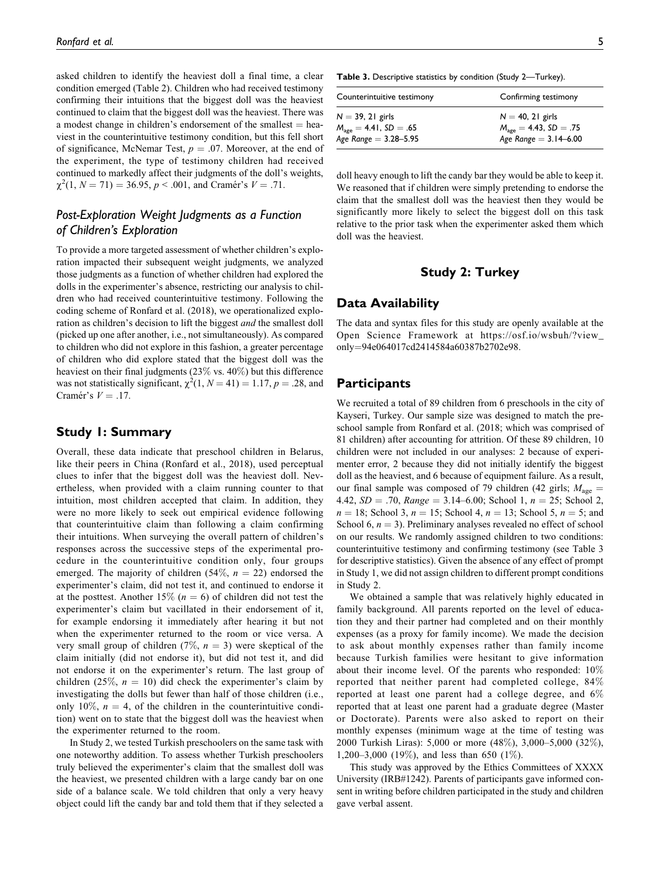asked children to identify the heaviest doll a final time, a clear condition emerged (Table 2). Children who had received testimony confirming their intuitions that the biggest doll was the heaviest continued to claim that the biggest doll was the heaviest. There was a modest change in children's endorsement of the smallest = heaviest in the counterintuitive testimony condition, but this fell short of significance, McNemar Test, $p = .07$. Moreover, at the end of the experiment, the type of testimony children had received continued to markedly affect their judgments of the doll's weights, $\chi^2(1, N = 71) = 36.95$, $p < .001$, and Cramér's $V = .71$.

## Post-Exploration Weight Judgments as a Function of Children's Exploration

To provide a more targeted assessment of whether children's exploration impacted their subsequent weight judgments, we analyzed those judgments as a function of whether children had explored the dolls in the experimenter's absence, restricting our analysis to children who had received counterintuitive testimony. Following the coding scheme of Ronfard et al. (2018), we operationalized exploration as children's decision to lift the biggest *and* the smallest doll (picked up one after another, i.e., not simultaneously). As compared to children who did not explore in this fashion, a greater percentage of children who did explore stated that the biggest doll was the heaviest on their final judgments (23% vs. 40%) but this difference was not statistically significant, $\chi^2(1, N = 41) = 1.17$, $p = .28$, and Cramér's $V = .17$.

## Study 1: Summary

Overall, these data indicate that preschool children in Belarus, like their peers in China (Ronfard et al., 2018), used perceptual clues to infer that the biggest doll was the heaviest doll. Nevertheless, when provided with a claim running counter to that intuition, most children accepted that claim. In addition, they were no more likely to seek out empirical evidence following that counterintuitive claim than following a claim confirming their intuitions. When surveying the overall pattern of children's responses across the successive steps of the experimental procedure in the counterintuitive condition only, four groups emerged. The majority of children (54%, $n = 22$) endorsed the experimenter's claim, did not test it, and continued to endorse it at the posttest. Another 15% ($n = 6$) of children did not test the experimenter's claim but vacillated in their endorsement of it, for example endorsing it immediately after hearing it but not when the experimenter returned to the room or vice versa. A very small group of children (7%, $n = 3$) were skeptical of the claim initially (did not endorse it), but did not test it, and did not endorse it on the experimenter's return. The last group of children (25%, $n = 10$) did check the experimenter's claim by investigating the dolls but fewer than half of those children (i.e., only 10%, $n = 4$, of the children in the counterintuitive condition) went on to state that the biggest doll was the heaviest when the experimenter returned to the room.

In Study 2, we tested Turkish preschoolers on the same task with one noteworthy addition. To assess whether Turkish preschoolers truly believed the experimenter's claim that the smallest doll was the heaviest, we presented children with a large candy bar on one side of a balance scale. We told children that only a very heavy object could lift the candy bar and told them that if they selected a doll heavy enough to lift the candy bar they would be able to keep it. We reasoned that if children were simply pretending to endorse the claim that the smallest doll was the heaviest then they would be significantly more likely to select the biggest doll on this task relative to the prior task when the experimenter asked them which doll was the heaviest.

**Table 3.** Descriptive statistics by condition (Study 2—Turkey).

| Counterintuitive testimony | Confirming testimony |
|---|---|
| $N = 39$, 21 girls | $N = 40$, 21 girls |
| $M_{age} = 4.41$, $SD = .65$ | $M_{age} = 4.43$, $SD = .75$ |
| *Age Range* = 3.28–5.95 | *Age Range* = 3.14–6.00 |

## Study 2: Turkey

## Data Availability

The data and syntax files for this study are openly available at the Open Science Framework at https://osf.io/wsbuh/?view_only=94e064017cd2414584a60387b2702e98.

## Participants

We recruited a total of 89 children from 6 preschools in the city of Kayseri, Turkey. Our sample size was designed to match the preschool sample from Ronfard et al. (2018; which was comprised of 81 children) after accounting for attrition. Of these 89 children, 10 children were not included in our analyses: 2 because of experimenter error, 2 because they did not initially identify the biggest doll as the heaviest, and 6 because of equipment failure. As a result, our final sample was composed of 79 children (42 girls; $M_{age} = 4.42$, $SD = .70$, *Range* = 3.14–6.00; School 1, $n = 25$; School 2, $n = 18$; School 3, $n = 15$; School 4, $n = 13$; School 5, $n = 5$; and School 6, $n = 3$). Preliminary analyses revealed no effect of school on our results. We randomly assigned children to two conditions: counterintuitive testimony and confirming testimony (see Table 3 for descriptive statistics). Given the absence of any effect of prompt in Study 1, we did not assign children to different prompt conditions in Study 2.

We obtained a sample that was relatively highly educated in family background. All parents reported on the level of education they and their partner had completed and on their monthly expenses (as a proxy for family income). We made the decision to ask about monthly expenses rather than family income because Turkish families were hesitant to give information about their income level. Of the parents who responded: 10% reported that neither parent had completed college, 84% reported at least one parent had a college degree, and 6% reported that at least one parent had a graduate degree (Master or Doctorate). Parents were also asked to report on their monthly expenses (minimum wage at the time of testing was 2000 Turkish Liras): 5,000 or more (48%), 3,000–5,000 (32%), 1,200–3,000 (19%), and less than 650 (1%).

This study was approved by the Ethics Committees of XXXX University (IRB#1242). Parents of participants gave informed consent in writing before children participated in the study and children gave verbal assent.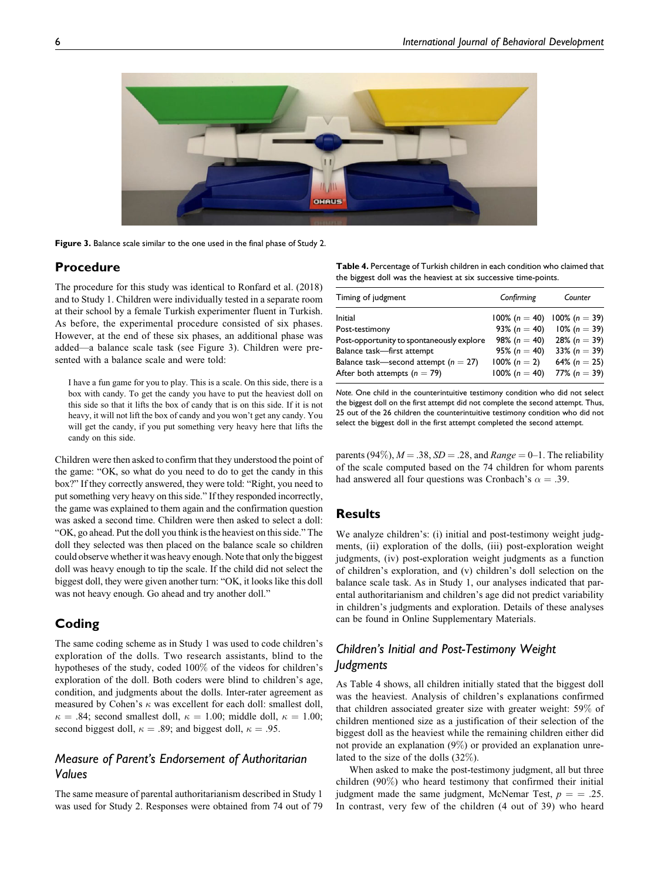Figure 3. Balance scale similar to the one used in the final phase of Study 2.

## Procedure

The procedure for this study was identical to Ronfard et al. (2018) and to Study 1. Children were individually tested in a separate room at their school by a female Turkish experimenter fluent in Turkish. As before, the experimental procedure consisted of six phases. However, at the end of these six phases, an additional phase was added—a balance scale task (see Figure 3). Children were presented with a balance scale and were told:

> I have a fun game for you to play. This is a scale. On this side, there is a box with candy. To get the candy you have to put the heaviest doll on this side so that it lifts the box of candy that is on this side. If it is not heavy, it will not lift the box of candy and you won't get any candy. You will get the candy, if you put something very heavy here that lifts the candy on this side.

Children were then asked to confirm that they understood the point of the game: "OK, so what do you need to do to get the candy in this box?" If they correctly answered, they were told: "Right, you need to put something very heavy on this side." If they responded incorrectly, the game was explained to them again and the confirmation question was asked a second time. Children were then asked to select a doll: "OK, go ahead. Put the doll you think is the heaviest on this side." The doll they selected was then placed on the balance scale so children could observe whether it was heavy enough. Note that only the biggest doll was heavy enough to tip the scale. If the child did not select the biggest doll, they were given another turn: "OK, it looks like this doll was not heavy enough. Go ahead and try another doll."

## Coding

The same coding scheme as in Study 1 was used to code children's exploration of the dolls. Two research assistants, blind to the hypotheses of the study, coded 100% of the videos for children's exploration of the doll. Both coders were blind to children's age, condition, and judgments about the dolls. Inter-rater agreement as measured by Cohen's $\kappa$ was excellent for each doll: smallest doll, $\kappa = .84$; second smallest doll, $\kappa = 1.00$; middle doll, $\kappa = 1.00$; second biggest doll, $\kappa = .89$; and biggest doll, $\kappa = .95$.

### Measure of Parent's Endorsement of Authoritarian Values

The same measure of parental authoritarianism described in Study 1 was used for Study 2. Responses were obtained from 74 out of 79 parents (94%), $M = .38$, $SD = .28$, and $Range = 0–1$. The reliability of the scale computed based on the 74 children for whom parents had answered all four questions was Cronbach's $\alpha = .39$.

**Table 4.** Percentage of Turkish children in each condition who claimed that the biggest doll was the heaviest at six successive time-points.

| Timing of judgment | *Confirming* | *Counter* |
|---|---|---|
| Initial | 100% ($n = 40$) | 100% ($n = 39$) |
| Post-testimony | 93% ($n = 40$) | 10% ($n = 39$) |
| Post-opportunity to spontaneously explore | 98% ($n = 40$) | 28% ($n = 39$) |
| Balance task—first attempt | 95% ($n = 40$) | 33% ($n = 39$) |
| Balance task—second attempt ($n = 27$) | 100% ($n = 2$) | 64% ($n = 25$) |
| After both attempts ($n = 79$) | 100% ($n = 40$) | 77% ($n = 39$) |

*Note.* One child in the counterintuitive testimony condition who did not select the biggest doll on the first attempt did not complete the second attempt. Thus, 25 out of the 26 children the counterintuitive testimony condition who did not select the biggest doll in the first attempt completed the second attempt.

## Results

We analyze children's: (i) initial and post-testimony weight judgments, (ii) exploration of the dolls, (iii) post-exploration weight judgments, (iv) post-exploration weight judgments as a function of children's exploration, and (v) children's doll selection on the balance scale task. As in Study 1, our analyses indicated that parental authoritarianism and children's age did not predict variability in children's judgments and exploration. Details of these analyses can be found in Online Supplementary Materials.

### Children's Initial and Post-Testimony Weight Judgments

As Table 4 shows, all children initially stated that the biggest doll was the heaviest. Analysis of children's explanations confirmed that children associated greater size with greater weight: 59% of children mentioned size as a justification of their selection of the biggest doll as the heaviest while the remaining children either did not provide an explanation (9%) or provided an explanation unrelated to the size of the dolls (32%).

When asked to make the post-testimony judgment, all but three children (90%) who heard testimony that confirmed their initial judgment made the same judgment, McNemar Test, $p = = .25$. In contrast, very few of the children (4 out of 39) who heard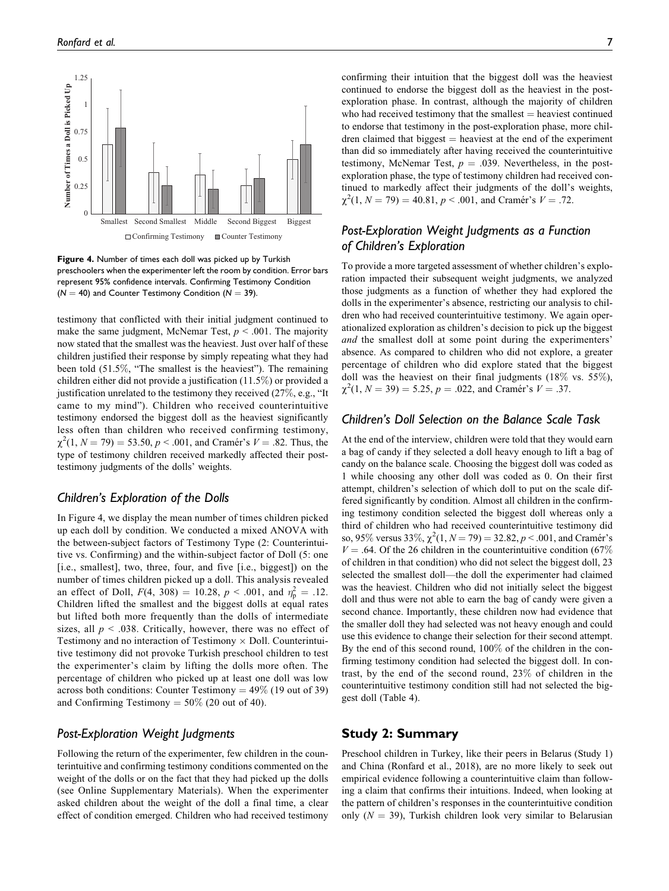Figure 4. Number of times each doll was picked up by Turkish preschoolers when the experimenter left the room by condition. Error bars represent 95% confidence intervals. Confirming Testimony Condition ($N = 40$) and Counter Testimony Condition ($N = 39$).

testimony that conflicted with their initial judgment continued to make the same judgment, McNemar Test, $p < .001$. The majority now stated that the smallest was the heaviest. Just over half of these children justified their response by simply repeating what they had been told (51.5%, "The smallest is the heaviest"). The remaining children either did not provide a justification (11.5%) or provided a justification unrelated to the testimony they received (27%, e.g., "It came to my mind"). Children who received counterintuitive testimony endorsed the biggest doll as the heaviest significantly less often than children who received confirming testimony, $\chi^2(1, N = 79) = 53.50$, $p < .001$, and Cramér's $V = .82$. Thus, the type of testimony children received markedly affected their post-testimony judgments of the dolls' weights.

## Children's Exploration of the Dolls

In Figure 4, we display the mean number of times children picked up each doll by condition. We conducted a mixed ANOVA with the between-subject factors of Testimony Type (2: Counterintuitive vs. Confirming) and the within-subject factor of Doll (5: one [i.e., smallest], two, three, four, and five [i.e., biggest]) on the number of times children picked up a doll. This analysis revealed an effect of Doll, $F(4, 308) = 10.28$, $p < .001$, and $\eta_p^2 = .12$. Children lifted the smallest and the biggest dolls at equal rates but lifted both more frequently than the dolls of intermediate sizes, all $p < .038$. Critically, however, there was no effect of Testimony and no interaction of Testimony × Doll. Counterintuitive testimony did not provoke Turkish preschool children to test the experimenter's claim by lifting the dolls more often. The percentage of children who picked up at least one doll was low across both conditions: Counter Testimony = 49% (19 out of 39) and Confirming Testimony = 50% (20 out of 40).

## Post-Exploration Weight Judgments

Following the return of the experimenter, few children in the counterintuitive and confirming testimony conditions commented on the weight of the dolls or on the fact that they had picked up the dolls (see Online Supplementary Materials). When the experimenter asked children about the weight of the doll a final time, a clear effect of condition emerged. Children who had received testimony confirming their intuition that the biggest doll was the heaviest continued to endorse the biggest doll as the heaviest in the post-exploration phase. In contrast, although the majority of children who had received testimony that the smallest = heaviest continued to endorse that testimony in the post-exploration phase, more children claimed that biggest = heaviest at the end of the experiment than did so immediately after having received the counterintuitive testimony, McNemar Test, $p = .039$. Nevertheless, in the post-exploration phase, the type of testimony children had received continued to markedly affect their judgments of the doll's weights, $\chi^2(1, N = 79) = 40.81$, $p < .001$, and Cramér's $V = .72$.

## Post-Exploration Weight Judgments as a Function of Children's Exploration

To provide a more targeted assessment of whether children's exploration impacted their subsequent weight judgments, we analyzed those judgments as a function of whether they had explored the dolls in the experimenter's absence, restricting our analysis to children who had received counterintuitive testimony. We again operationalized exploration as children's decision to pick up the biggest *and* the smallest doll at some point during the experimenters' absence. As compared to children who did not explore, a greater percentage of children who did explore stated that the biggest doll was the heaviest on their final judgments (18% vs. 55%), $\chi^2(1, N = 39) = 5.25$, $p = .022$, and Cramér's $V = .37$.

## Children's Doll Selection on the Balance Scale Task

At the end of the interview, children were told that they would earn a bag of candy if they selected a doll heavy enough to lift a bag of candy on the balance scale. Choosing the biggest doll was coded as 1 while choosing any other doll was coded as 0. On their first attempt, children's selection of which doll to put on the scale differed significantly by condition. Almost all children in the confirming testimony condition selected the biggest doll whereas only a third of children who had received counterintuitive testimony did so, 95% versus 33%, $\chi^2(1, N = 79) = 32.82$, $p < .001$, and Cramér's $V = .64$. Of the 26 children in the counterintuitive condition (67% of children in that condition) who did not select the biggest doll, 23 selected the smallest doll—the doll the experimenter had claimed was the heaviest. Children who did not initially select the biggest doll and thus were not able to earn the bag of candy were given a second chance. Importantly, these children now had evidence that the smaller doll they had selected was not heavy enough and could use this evidence to change their selection for their second attempt. By the end of this second round, 100% of the children in the confirming testimony condition had selected the biggest doll. In contrast, by the end of the second round, 23% of children in the counterintuitive testimony condition still had not selected the biggest doll (Table 4).

# Study 2: Summary

Preschool children in Turkey, like their peers in Belarus (Study 1) and China (Ronfard et al., 2018), are no more likely to seek out empirical evidence following a counterintuitive claim than following a claim that confirms their intuitions. Indeed, when looking at the pattern of children's responses in the counterintuitive condition only ($N = 39$), Turkish children look very similar to Belarusian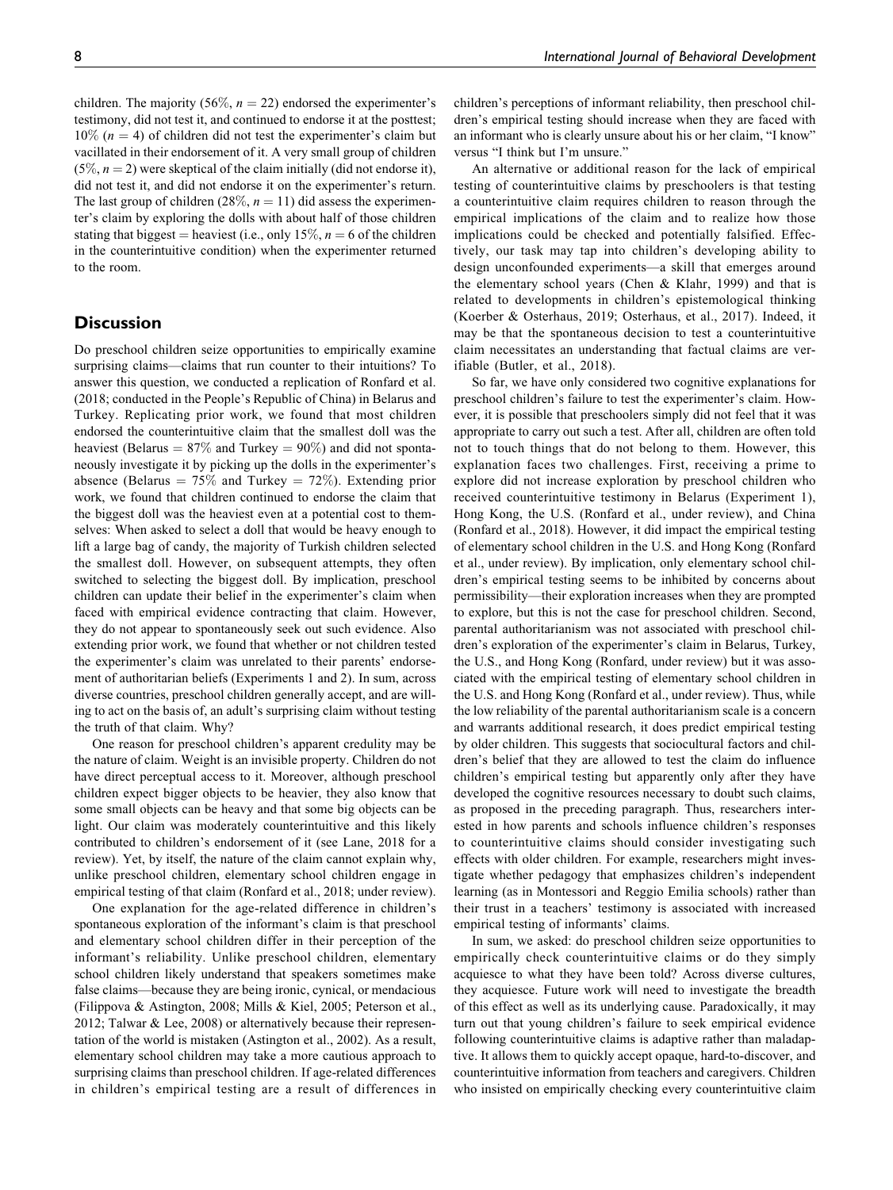children. The majority (56%, $n = 22$) endorsed the experimenter's testimony, did not test it, and continued to endorse it at the posttest; 10% ($n = 4$) of children did not test the experimenter's claim but vacillated in their endorsement of it. A very small group of children (5%, $n = 2$) were skeptical of the claim initially (did not endorse it), did not test it, and did not endorse it on the experimenter's return. The last group of children (28%, $n = 11$) did assess the experimenter's claim by exploring the dolls with about half of those children stating that biggest = heaviest (i.e., only 15%, $n = 6$ of the children in the counterintuitive condition) when the experimenter returned to the room.

## Discussion

Do preschool children seize opportunities to empirically examine surprising claims—claims that run counter to their intuitions? To answer this question, we conducted a replication of Ronfard et al. (2018; conducted in the People's Republic of China) in Belarus and Turkey. Replicating prior work, we found that most children endorsed the counterintuitive claim that the smallest doll was the heaviest (Belarus = 87% and Turkey = 90%) and did not spontaneously investigate it by picking up the dolls in the experimenter's absence (Belarus = 75% and Turkey = 72%). Extending prior work, we found that children continued to endorse the claim that the biggest doll was the heaviest even at a potential cost to themselves: When asked to select a doll that would be heavy enough to lift a large bag of candy, the majority of Turkish children selected the smallest doll. However, on subsequent attempts, they often switched to selecting the biggest doll. By implication, preschool children can update their belief in the experimenter's claim when faced with empirical evidence contracting that claim. However, they do not appear to spontaneously seek out such evidence. Also extending prior work, we found that whether or not children tested the experimenter's claim was unrelated to their parents' endorsement of authoritarian beliefs (Experiments 1 and 2). In sum, across diverse countries, preschool children generally accept, and are willing to act on the basis of, an adult's surprising claim without testing the truth of that claim. Why?

One reason for preschool children's apparent credulity may be the nature of claim. Weight is an invisible property. Children do not have direct perceptual access to it. Moreover, although preschool children expect bigger objects to be heavier, they also know that some small objects can be heavy and that some big objects can be light. Our claim was moderately counterintuitive and this likely contributed to children's endorsement of it (see Lane, 2018 for a review). Yet, by itself, the nature of the claim cannot explain why, unlike preschool children, elementary school children engage in empirical testing of that claim (Ronfard et al., 2018; under review).

One explanation for the age-related difference in children's spontaneous exploration of the informant's claim is that preschool and elementary school children differ in their perception of the informant's reliability. Unlike preschool children, elementary school children likely understand that speakers sometimes make false claims—because they are being ironic, cynical, or mendacious (Filippova & Astington, 2008; Mills & Kiel, 2005; Peterson et al., 2012; Talwar & Lee, 2008) or alternatively because their representation of the world is mistaken (Astington et al., 2002). As a result, elementary school children may take a more cautious approach to surprising claims than preschool children. If age-related differences in children's empirical testing are a result of differences in children's perceptions of informant reliability, then preschool children's empirical testing should increase when they are faced with an informant who is clearly unsure about his or her claim, "I know" versus "I think but I'm unsure."

An alternative or additional reason for the lack of empirical testing of counterintuitive claims by preschoolers is that testing a counterintuitive claim requires children to reason through the empirical implications of the claim and to realize how those implications could be checked and potentially falsified. Effectively, our task may tap into children's developing ability to design unconfounded experiments—a skill that emerges around the elementary school years (Chen & Klahr, 1999) and that is related to developments in children's epistemological thinking (Koerber & Osterhaus, 2019; Osterhaus, et al., 2017). Indeed, it may be that the spontaneous decision to test a counterintuitive claim necessitates an understanding that factual claims are verifiable (Butler, et al., 2018).

So far, we have only considered two cognitive explanations for preschool children's failure to test the experimenter's claim. However, it is possible that preschoolers simply did not feel that it was appropriate to carry out such a test. After all, children are often told not to touch things that do not belong to them. However, this explanation faces two challenges. First, receiving a prime to explore did not increase exploration by preschool children who received counterintuitive testimony in Belarus (Experiment 1), Hong Kong, the U.S. (Ronfard et al., under review), and China (Ronfard et al., 2018). However, it did impact the empirical testing of elementary school children in the U.S. and Hong Kong (Ronfard et al., under review). By implication, only elementary school children's empirical testing seems to be inhibited by concerns about permissibility—their exploration increases when they are prompted to explore, but this is not the case for preschool children. Second, parental authoritarianism was not associated with preschool children's exploration of the experimenter's claim in Belarus, Turkey, the U.S., and Hong Kong (Ronfard, under review) but it was associated with the empirical testing of elementary school children in the U.S. and Hong Kong (Ronfard et al., under review). Thus, while the low reliability of the parental authoritarianism scale is a concern and warrants additional research, it does predict empirical testing by older children. This suggests that sociocultural factors and children's belief that they are allowed to test the claim do influence children's empirical testing but apparently only after they have developed the cognitive resources necessary to doubt such claims, as proposed in the preceding paragraph. Thus, researchers interested in how parents and schools influence children's responses to counterintuitive claims should consider investigating such effects with older children. For example, researchers might investigate whether pedagogy that emphasizes children's independent learning (as in Montessori and Reggio Emilia schools) rather than their trust in a teachers' testimony is associated with increased empirical testing of informants' claims.

In sum, we asked: do preschool children seize opportunities to empirically check counterintuitive claims or do they simply acquiesce to what they have been told? Across diverse cultures, they acquiesce. Future work will need to investigate the breadth of this effect as well as its underlying cause. Paradoxically, it may turn out that young children's failure to seek empirical evidence following counterintuitive claims is adaptive rather than maladaptive. It allows them to quickly accept opaque, hard-to-discover, and counterintuitive information from teachers and caregivers. Children who insisted on empirically checking every counterintuitive claim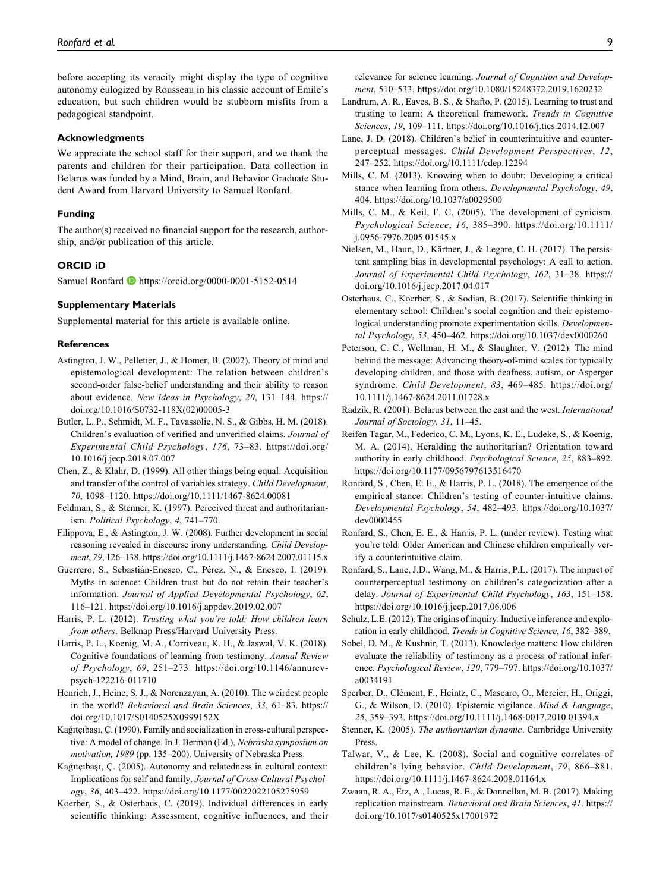before accepting its veracity might display the type of cognitive autonomy eulogized by Rousseau in his classic account of Emile's education, but such children would be stubborn misfits from a pedagogical standpoint.

### Acknowledgments

We appreciate the school staff for their support, and we thank the parents and children for their participation. Data collection in Belarus was funded by a Mind, Brain, and Behavior Graduate Student Award from Harvard University to Samuel Ronfard.

### Funding

The author(s) received no financial support for the research, authorship, and/or publication of this article.

### ORCID iD

Samuel Ronfard https://orcid.org/0000-0001-5152-0514

### Supplementary Materials

Supplemental material for this article is available online.

### References

Astington, J. W., Pelletier, J., & Homer, B. (2002). Theory of mind and epistemological development: The relation between children's second-order false-belief understanding and their ability to reason about evidence. *New Ideas in Psychology*, *20*, 131–144. https://doi.org/10.1016/S0732-118X(02)00005-3

Butler, L. P., Schmidt, M. F., Tavassolie, N. S., & Gibbs, H. M. (2018). Children's evaluation of verified and unverified claims. *Journal of Experimental Child Psychology*, *176*, 73–83. https://doi.org/10.1016/j.jecp.2018.07.007

Chen, Z., & Klahr, D. (1999). All other things being equal: Acquisition and transfer of the control of variables strategy. *Child Development*, *70*, 1098–1120. https://doi.org/10.1111/1467-8624.00081

Feldman, S., & Stenner, K. (1997). Perceived threat and authoritarianism. *Political Psychology*, *4*, 741–770.

Filippova, E., & Astington, J. W. (2008). Further development in social reasoning revealed in discourse irony understanding. *Child Development*, *79*, 126–138. https://doi.org/10.1111/j.1467-8624.2007.01115.x

Guerrero, S., Sebastián-Enesco, C., Pérez, N., & Enesco, I. (2019). Myths in science: Children trust but do not retain their teacher's information. *Journal of Applied Developmental Psychology*, *62*, 116–121. https://doi.org/10.1016/j.appdev.2019.02.007

Harris, P. L. (2012). *Trusting what you're told: How children learn from others*. Belknap Press/Harvard University Press.

Harris, P. L., Koenig, M. A., Corriveau, K. H., & Jaswal, V. K. (2018). Cognitive foundations of learning from testimony. *Annual Review of Psychology*, *69*, 251–273. https://doi.org/10.1146/annurev-psych-122216-011710

Henrich, J., Heine, S. J., & Norenzayan, A. (2010). The weirdest people in the world? *Behavioral and Brain Sciences*, *33*, 61–83. https://doi.org/10.1017/S0140525X0999152X

Kağıtçıbaşı, Ç. (1990). Family and socialization in cross-cultural perspective: A model of change. In J. Berman (Ed.), *Nebraska symposium on motivation, 1989* (pp. 135–200). University of Nebraska Press.

Kağıtçıbaşı, Ç. (2005). Autonomy and relatedness in cultural context: Implications for self and family. *Journal of Cross-Cultural Psychology*, *36*, 403–422. https://doi.org/10.1177/0022022105275959

Koerber, S., & Osterhaus, C. (2019). Individual differences in early scientific thinking: Assessment, cognitive influences, and their relevance for science learning. *Journal of Cognition and Development*, 510–533. https://doi.org/10.1080/15248372.2019.1620232

Landrum, A. R., Eaves, B. S., & Shafto, P. (2015). Learning to trust and trusting to learn: A theoretical framework. *Trends in Cognitive Sciences*, *19*, 109–111. https://doi.org/10.1016/j.tics.2014.12.007

Lane, J. D. (2018). Children's belief in counterintuitive and counterperceptual messages. *Child Development Perspectives*, *12*, 247–252. https://doi.org/10.1111/cdep.12294

Mills, C. M. (2013). Knowing when to doubt: Developing a critical stance when learning from others. *Developmental Psychology*, *49*, 404. https://doi.org/10.1037/a0029500

Mills, C. M., & Keil, F. C. (2005). The development of cynicism. *Psychological Science*, *16*, 385–390. https://doi.org/10.1111/j.0956-7976.2005.01545.x

Nielsen, M., Haun, D., Kärtner, J., & Legare, C. H. (2017). The persistent sampling bias in developmental psychology: A call to action. *Journal of Experimental Child Psychology*, *162*, 31–38. https://doi.org/10.1016/j.jecp.2017.04.017

Osterhaus, C., Koerber, S., & Sodian, B. (2017). Scientific thinking in elementary school: Children's social cognition and their epistemological understanding promote experimentation skills. *Developmental Psychology*, *53*, 450–462. https://doi.org/10.1037/dev0000260

Peterson, C. C., Wellman, H. M., & Slaughter, V. (2012). The mind behind the message: Advancing theory-of-mind scales for typically developing children, and those with deafness, autism, or Asperger syndrome. *Child Development*, *83*, 469–485. https://doi.org/10.1111/j.1467-8624.2011.01728.x

Radzik, R. (2001). Belarus between the east and the west. *International Journal of Sociology*, *31*, 11–45.

Reifen Tagar, M., Federico, C. M., Lyons, K. E., Ludeke, S., & Koenig, M. A. (2014). Heralding the authoritarian? Orientation toward authority in early childhood. *Psychological Science*, *25*, 883–892. https://doi.org/10.1177/0956797613516470

Ronfard, S., Chen, E. E., & Harris, P. L. (2018). The emergence of the empirical stance: Children's testing of counter-intuitive claims. *Developmental Psychology*, *54*, 482–493. https://doi.org/10.1037/dev0000455

Ronfard, S., Chen, E. E., & Harris, P. L. (under review). Testing what you're told: Older American and Chinese children empirically verify a counterintuitive claim.

Ronfard, S., Lane, J.D., Wang, M., & Harris, P.L. (2017). The impact of counterperceptual testimony on children's categorization after a delay. *Journal of Experimental Child Psychology*, *163*, 151–158. https://doi.org/10.1016/j.jecp.2017.06.006

Schulz, L.E. (2012). The origins of inquiry: Inductive inference and exploration in early childhood. *Trends in Cognitive Science*, *16*, 382–389.

Sobel, D. M., & Kushnir, T. (2013). Knowledge matters: How children evaluate the reliability of testimony as a process of rational inference. *Psychological Review*, *120*, 779–797. https://doi.org/10.1037/a0034191

Sperber, D., Clément, F., Heintz, C., Mascaro, O., Mercier, H., Origgi, G., & Wilson, D. (2010). Epistemic vigilance. *Mind & Language*, *25*, 359–393. https://doi.org/10.1111/j.1468-0017.2010.01394.x

Stenner, K. (2005). *The authoritarian dynamic*. Cambridge University Press.

Talwar, V., & Lee, K. (2008). Social and cognitive correlates of children's lying behavior. *Child Development*, *79*, 866–881. https://doi.org/10.1111/j.1467-8624.2008.01164.x

Zwaan, R. A., Etz, A., Lucas, R. E., & Donnellan, M. B. (2017). Making replication mainstream. *Behavioral and Brain Sciences*, *41*. https://doi.org/10.1017/s0140525x17001972